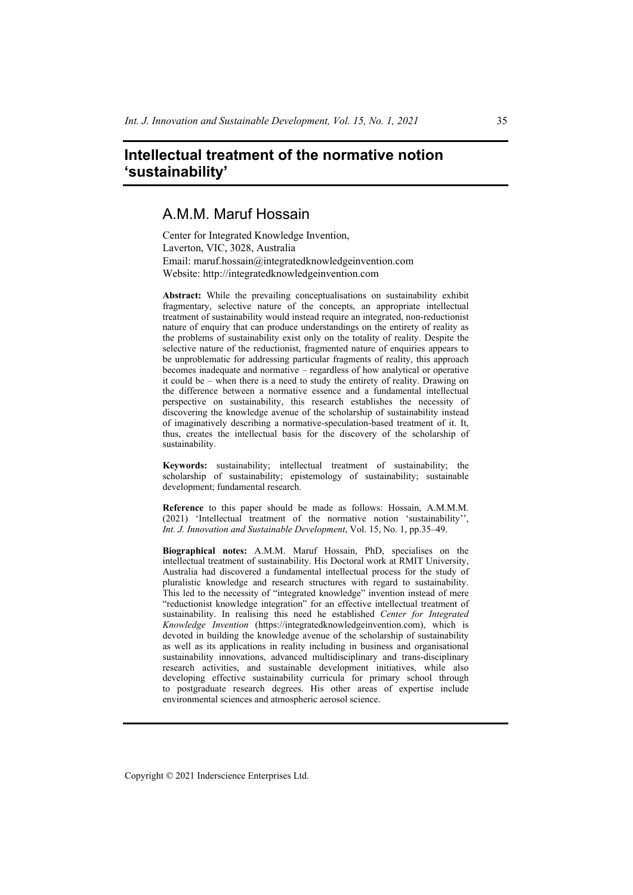# Intellectual treatment of the normative notion 'sustainability'

## A.M.M. Maruf Hossain

Center for Integrated Knowledge Invention,
Laverton, VIC, 3028, Australia
Email: maruf.hossain@integratedknowledgeinvention.com
Website: http://integratedknowledgeinvention.com

**Abstract:** While the prevailing conceptualisations on sustainability exhibit fragmentary, selective nature of the concepts, an appropriate intellectual treatment of sustainability would instead require an integrated, non-reductionist nature of enquiry that can produce understandings on the entirety of reality as the problems of sustainability exist only on the totality of reality. Despite the selective nature of the reductionist, fragmented nature of enquiries appears to be unproblematic for addressing particular fragments of reality, this approach becomes inadequate and normative – regardless of how analytical or operative it could be – when there is a need to study the entirety of reality. Drawing on the difference between a normative essence and a fundamental intellectual perspective on sustainability, this research establishes the necessity of discovering the knowledge avenue of the scholarship of sustainability instead of imaginatively describing a normative-speculation-based treatment of it. It, thus, creates the intellectual basis for the discovery of the scholarship of sustainability.

**Keywords:** sustainability; intellectual treatment of sustainability; the scholarship of sustainability; epistemology of sustainability; sustainable development; fundamental research.

**Reference** to this paper should be made as follows: Hossain, A.M.M.M. (2021) 'Intellectual treatment of the normative notion 'sustainability'', *Int. J. Innovation and Sustainable Development*, Vol. 15, No. 1, pp.35–49.

**Biographical notes:** A.M.M. Maruf Hossain, PhD, specialises on the intellectual treatment of sustainability. His Doctoral work at RMIT University, Australia had discovered a fundamental intellectual process for the study of pluralistic knowledge and research structures with regard to sustainability. This led to the necessity of "integrated knowledge" invention instead of mere "reductionist knowledge integration" for an effective intellectual treatment of sustainability. In realising this need he established *Center for Integrated Knowledge Invention* (https://integratedknowledgeinvention.com), which is devoted in building the knowledge avenue of the scholarship of sustainability as well as its applications in reality including in business and organisational sustainability innovations, advanced multidisciplinary and trans-disciplinary research activities, and sustainable development initiatives, while also developing effective sustainability curricula for primary school through to postgraduate research degrees. His other areas of expertise include environmental sciences and atmospheric aerosol science.

Copyright © 2021 Inderscience Enterprises Ltd.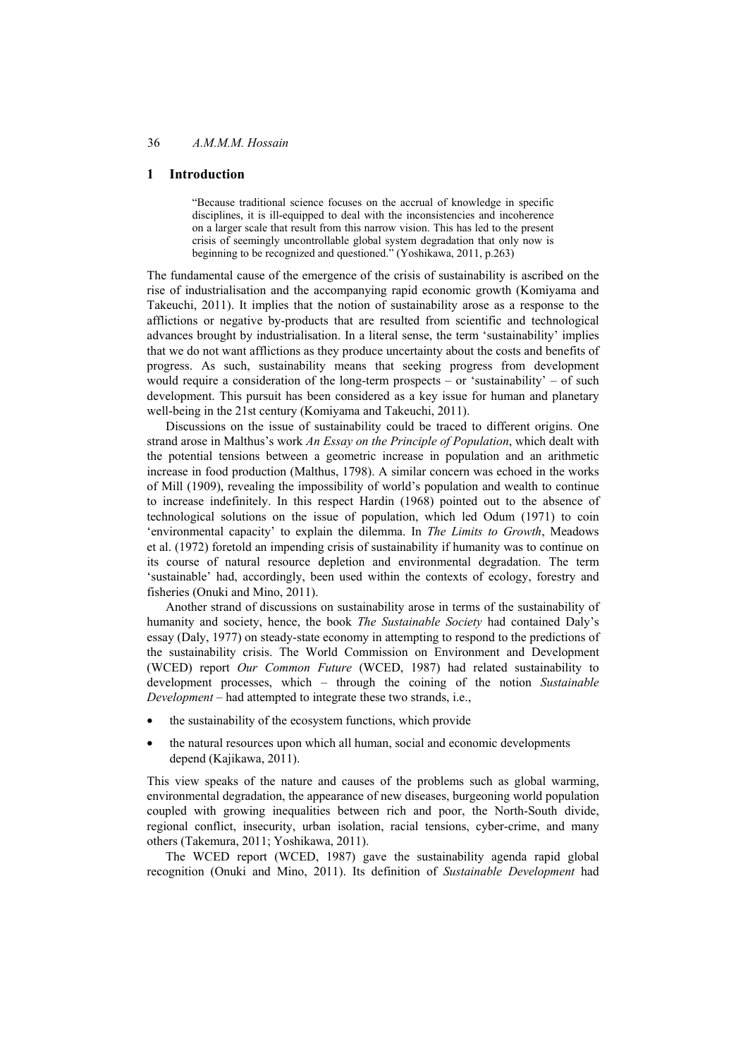## 1 Introduction

> "Because traditional science focuses on the accrual of knowledge in specific disciplines, it is ill-equipped to deal with the inconsistencies and incoherence on a larger scale that result from this narrow vision. This has led to the present crisis of seemingly uncontrollable global system degradation that only now is beginning to be recognized and questioned." (Yoshikawa, 2011, p.263)

The fundamental cause of the emergence of the crisis of sustainability is ascribed on the rise of industrialisation and the accompanying rapid economic growth (Komiyama and Takeuchi, 2011). It implies that the notion of sustainability arose as a response to the afflictions or negative by-products that are resulted from scientific and technological advances brought by industrialisation. In a literal sense, the term 'sustainability' implies that we do not want afflictions as they produce uncertainty about the costs and benefits of progress. As such, sustainability means that seeking progress from development would require a consideration of the long-term prospects – or 'sustainability' – of such development. This pursuit has been considered as a key issue for human and planetary well-being in the 21st century (Komiyama and Takeuchi, 2011).

Discussions on the issue of sustainability could be traced to different origins. One strand arose in Malthus's work *An Essay on the Principle of Population*, which dealt with the potential tensions between a geometric increase in population and an arithmetic increase in food production (Malthus, 1798). A similar concern was echoed in the works of Mill (1909), revealing the impossibility of world's population and wealth to continue to increase indefinitely. In this respect Hardin (1968) pointed out to the absence of technological solutions on the issue of population, which led Odum (1971) to coin 'environmental capacity' to explain the dilemma. In *The Limits to Growth*, Meadows et al. (1972) foretold an impending crisis of sustainability if humanity was to continue on its course of natural resource depletion and environmental degradation. The term 'sustainable' had, accordingly, been used within the contexts of ecology, forestry and fisheries (Onuki and Mino, 2011).

Another strand of discussions on sustainability arose in terms of the sustainability of humanity and society, hence, the book *The Sustainable Society* had contained Daly's essay (Daly, 1977) on steady-state economy in attempting to respond to the predictions of the sustainability crisis. The World Commission on Environment and Development (WCED) report *Our Common Future* (WCED, 1987) had related sustainability to development processes, which – through the coining of the notion *Sustainable Development* – had attempted to integrate these two strands, i.e.,

- the sustainability of the ecosystem functions, which provide
- the natural resources upon which all human, social and economic developments depend (Kajikawa, 2011).

This view speaks of the nature and causes of the problems such as global warming, environmental degradation, the appearance of new diseases, burgeoning world population coupled with growing inequalities between rich and poor, the North-South divide, regional conflict, insecurity, urban isolation, racial tensions, cyber-crime, and many others (Takemura, 2011; Yoshikawa, 2011).

The WCED report (WCED, 1987) gave the sustainability agenda rapid global recognition (Onuki and Mino, 2011). Its definition of *Sustainable Development* had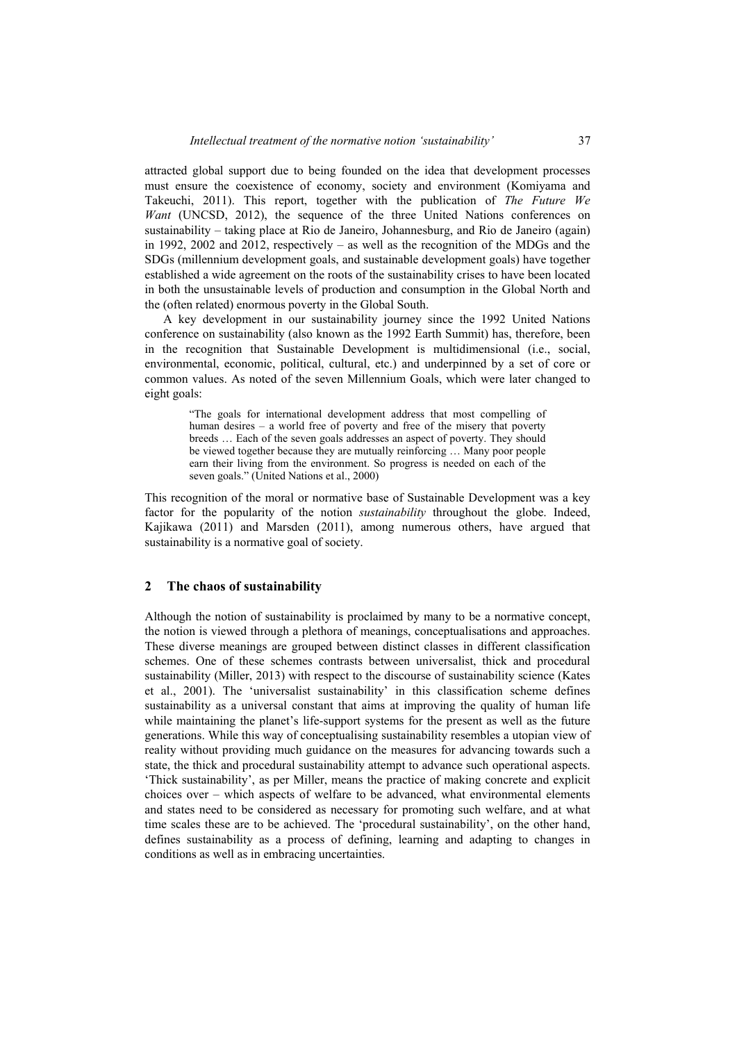attracted global support due to being founded on the idea that development processes must ensure the coexistence of economy, society and environment (Komiyama and Takeuchi, 2011). This report, together with the publication of *The Future We Want* (UNCSD, 2012), the sequence of the three United Nations conferences on sustainability – taking place at Rio de Janeiro, Johannesburg, and Rio de Janeiro (again) in 1992, 2002 and 2012, respectively – as well as the recognition of the MDGs and the SDGs (millennium development goals, and sustainable development goals) have together established a wide agreement on the roots of the sustainability crises to have been located in both the unsustainable levels of production and consumption in the Global North and the (often related) enormous poverty in the Global South.

A key development in our sustainability journey since the 1992 United Nations conference on sustainability (also known as the 1992 Earth Summit) has, therefore, been in the recognition that Sustainable Development is multidimensional (i.e., social, environmental, economic, political, cultural, etc.) and underpinned by a set of core or common values. As noted of the seven Millennium Goals, which were later changed to eight goals:

> "The goals for international development address that most compelling of human desires – a world free of poverty and free of the misery that poverty breeds … Each of the seven goals addresses an aspect of poverty. They should be viewed together because they are mutually reinforcing … Many poor people earn their living from the environment. So progress is needed on each of the seven goals." (United Nations et al., 2000)

This recognition of the moral or normative base of Sustainable Development was a key factor for the popularity of the notion *sustainability* throughout the globe. Indeed, Kajikawa (2011) and Marsden (2011), among numerous others, have argued that sustainability is a normative goal of society.

## 2 The chaos of sustainability

Although the notion of sustainability is proclaimed by many to be a normative concept, the notion is viewed through a plethora of meanings, conceptualisations and approaches. These diverse meanings are grouped between distinct classes in different classification schemes. One of these schemes contrasts between universalist, thick and procedural sustainability (Miller, 2013) with respect to the discourse of sustainability science (Kates et al., 2001). The 'universalist sustainability' in this classification scheme defines sustainability as a universal constant that aims at improving the quality of human life while maintaining the planet's life-support systems for the present as well as the future generations. While this way of conceptualising sustainability resembles a utopian view of reality without providing much guidance on the measures for advancing towards such a state, the thick and procedural sustainability attempt to advance such operational aspects. 'Thick sustainability', as per Miller, means the practice of making concrete and explicit choices over – which aspects of welfare to be advanced, what environmental elements and states need to be considered as necessary for promoting such welfare, and at what time scales these are to be achieved. The 'procedural sustainability', on the other hand, defines sustainability as a process of defining, learning and adapting to changes in conditions as well as in embracing uncertainties.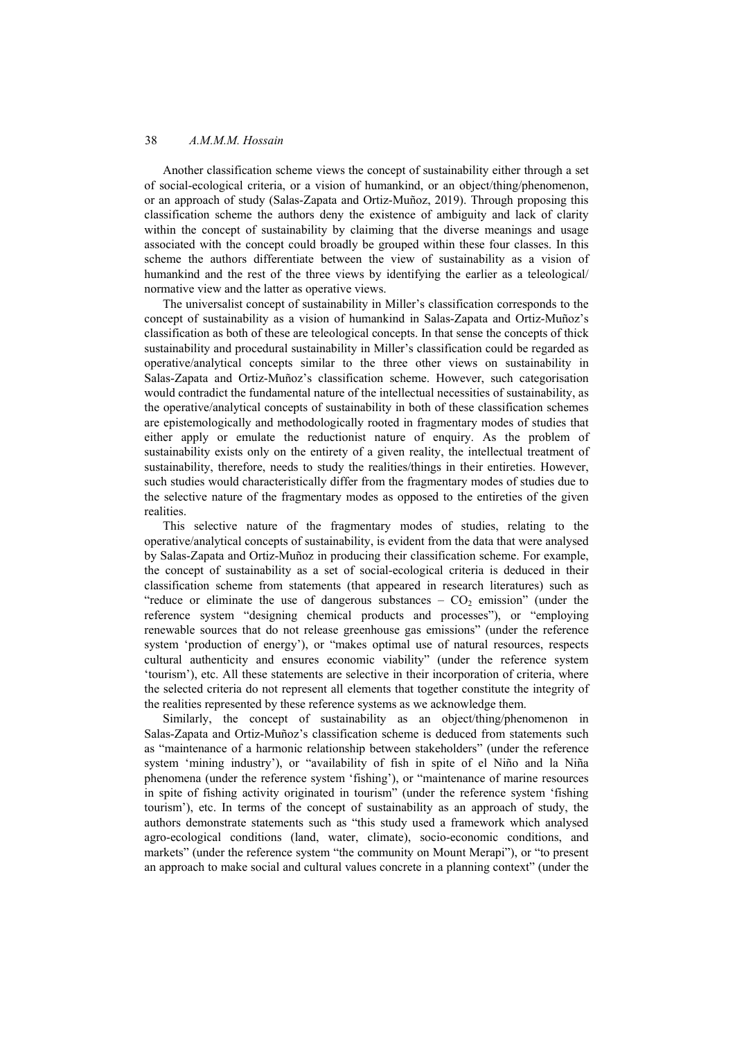Another classification scheme views the concept of sustainability either through a set of social-ecological criteria, or a vision of humankind, or an object/thing/phenomenon, or an approach of study (Salas-Zapata and Ortiz-Muñoz, 2019). Through proposing this classification scheme the authors deny the existence of ambiguity and lack of clarity within the concept of sustainability by claiming that the diverse meanings and usage associated with the concept could broadly be grouped within these four classes. In this scheme the authors differentiate between the view of sustainability as a vision of humankind and the rest of the three views by identifying the earlier as a teleological/ normative view and the latter as operative views.

The universalist concept of sustainability in Miller's classification corresponds to the concept of sustainability as a vision of humankind in Salas-Zapata and Ortiz-Muñoz's classification as both of these are teleological concepts. In that sense the concepts of thick sustainability and procedural sustainability in Miller's classification could be regarded as operative/analytical concepts similar to the three other views on sustainability in Salas-Zapata and Ortiz-Muñoz's classification scheme. However, such categorisation would contradict the fundamental nature of the intellectual necessities of sustainability, as the operative/analytical concepts of sustainability in both of these classification schemes are epistemologically and methodologically rooted in fragmentary modes of studies that either apply or emulate the reductionist nature of enquiry. As the problem of sustainability exists only on the entirety of a given reality, the intellectual treatment of sustainability, therefore, needs to study the realities/things in their entireties. However, such studies would characteristically differ from the fragmentary modes of studies due to the selective nature of the fragmentary modes as opposed to the entireties of the given realities.

This selective nature of the fragmentary modes of studies, relating to the operative/analytical concepts of sustainability, is evident from the data that were analysed by Salas-Zapata and Ortiz-Muñoz in producing their classification scheme. For example, the concept of sustainability as a set of social-ecological criteria is deduced in their classification scheme from statements (that appeared in research literatures) such as "reduce or eliminate the use of dangerous substances – $CO_2$ emission" (under the reference system "designing chemical products and processes"), or "employing renewable sources that do not release greenhouse gas emissions" (under the reference system 'production of energy'), or "makes optimal use of natural resources, respects cultural authenticity and ensures economic viability" (under the reference system 'tourism'), etc. All these statements are selective in their incorporation of criteria, where the selected criteria do not represent all elements that together constitute the integrity of the realities represented by these reference systems as we acknowledge them.

Similarly, the concept of sustainability as an object/thing/phenomenon in Salas-Zapata and Ortiz-Muñoz's classification scheme is deduced from statements such as "maintenance of a harmonic relationship between stakeholders" (under the reference system 'mining industry'), or "availability of fish in spite of el Niño and la Niña phenomena (under the reference system 'fishing'), or "maintenance of marine resources in spite of fishing activity originated in tourism" (under the reference system 'fishing tourism'), etc. In terms of the concept of sustainability as an approach of study, the authors demonstrate statements such as "this study used a framework which analysed agro-ecological conditions (land, water, climate), socio-economic conditions, and markets" (under the reference system "the community on Mount Merapi"), or "to present an approach to make social and cultural values concrete in a planning context" (under the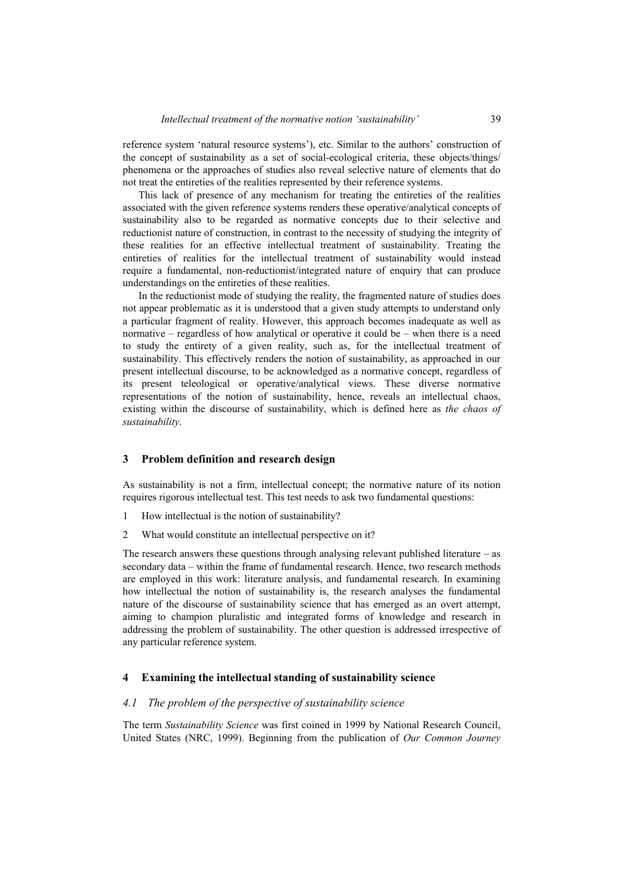reference system 'natural resource systems'), etc. Similar to the authors' construction of the concept of sustainability as a set of social-ecological criteria, these objects/things/ phenomena or the approaches of studies also reveal selective nature of elements that do not treat the entireties of the realities represented by their reference systems.

This lack of presence of any mechanism for treating the entireties of the realities associated with the given reference systems renders these operative/analytical concepts of sustainability also to be regarded as normative concepts due to their selective and reductionist nature of construction, in contrast to the necessity of studying the integrity of these realities for an effective intellectual treatment of sustainability. Treating the entireties of realities for the intellectual treatment of sustainability would instead require a fundamental, non-reductionist/integrated nature of enquiry that can produce understandings on the entireties of these realities.

In the reductionist mode of studying the reality, the fragmented nature of studies does not appear problematic as it is understood that a given study attempts to understand only a particular fragment of reality. However, this approach becomes inadequate as well as normative – regardless of how analytical or operative it could be – when there is a need to study the entirety of a given reality, such as, for the intellectual treatment of sustainability. This effectively renders the notion of sustainability, as approached in our present intellectual discourse, to be acknowledged as a normative concept, regardless of its present teleological or operative/analytical views. These diverse normative representations of the notion of sustainability, hence, reveals an intellectual chaos, existing within the discourse of sustainability, which is defined here as *the chaos of sustainability*.

## 3 Problem definition and research design

As sustainability is not a firm, intellectual concept; the normative nature of its notion requires rigorous intellectual test. This test needs to ask two fundamental questions:

1. How intellectual is the notion of sustainability?
2. What would constitute an intellectual perspective on it?

The research answers these questions through analysing relevant published literature – as secondary data – within the frame of fundamental research. Hence, two research methods are employed in this work: literature analysis, and fundamental research. In examining how intellectual the notion of sustainability is, the research analyses the fundamental nature of the discourse of sustainability science that has emerged as an overt attempt, aiming to champion pluralistic and integrated forms of knowledge and research in addressing the problem of sustainability. The other question is addressed irrespective of any particular reference system.

## 4 Examining the intellectual standing of sustainability science

### *4.1 The problem of the perspective of sustainability science*

The term *Sustainability Science* was first coined in 1999 by National Research Council, United States (NRC, 1999). Beginning from the publication of *Our Common Journey*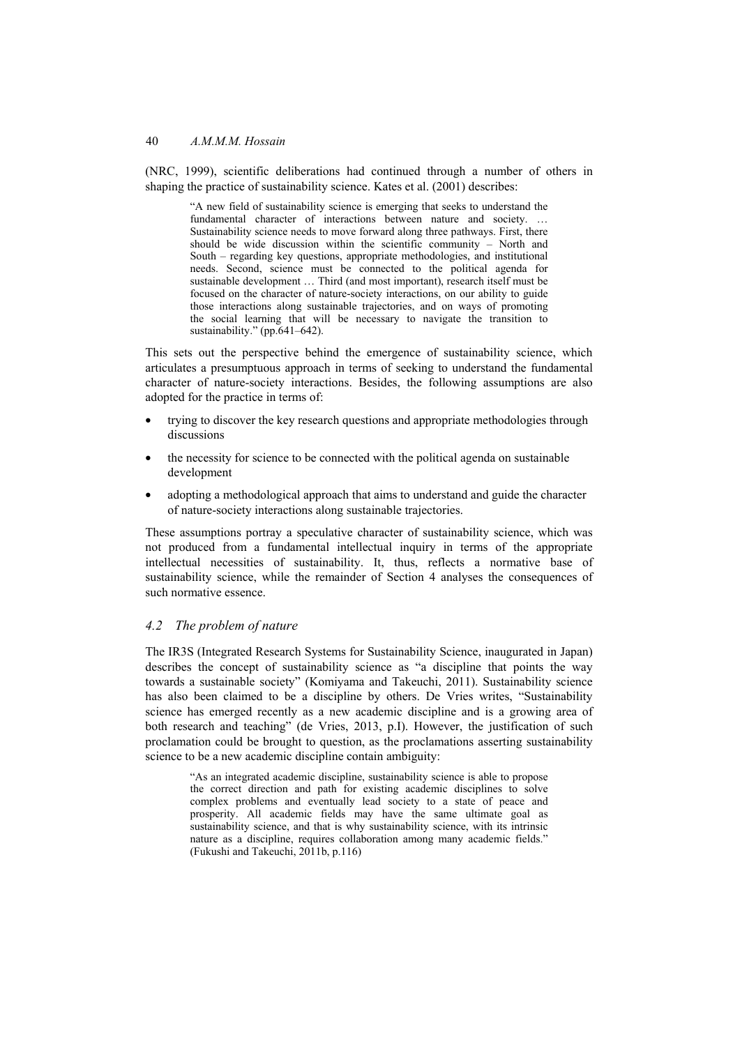(NRC, 1999), scientific deliberations had continued through a number of others in shaping the practice of sustainability science. Kates et al. (2001) describes:

> "A new field of sustainability science is emerging that seeks to understand the fundamental character of interactions between nature and society. … Sustainability science needs to move forward along three pathways. First, there should be wide discussion within the scientific community – North and South – regarding key questions, appropriate methodologies, and institutional needs. Second, science must be connected to the political agenda for sustainable development … Third (and most important), research itself must be focused on the character of nature-society interactions, on our ability to guide those interactions along sustainable trajectories, and on ways of promoting the social learning that will be necessary to navigate the transition to sustainability." (pp.641–642).

This sets out the perspective behind the emergence of sustainability science, which articulates a presumptuous approach in terms of seeking to understand the fundamental character of nature-society interactions. Besides, the following assumptions are also adopted for the practice in terms of:

- trying to discover the key research questions and appropriate methodologies through discussions
- the necessity for science to be connected with the political agenda on sustainable development
- adopting a methodological approach that aims to understand and guide the character of nature-society interactions along sustainable trajectories.

These assumptions portray a speculative character of sustainability science, which was not produced from a fundamental intellectual inquiry in terms of the appropriate intellectual necessities of sustainability. It, thus, reflects a normative base of sustainability science, while the remainder of Section 4 analyses the consequences of such normative essence.

### *4.2 The problem of nature*

The IR3S (Integrated Research Systems for Sustainability Science, inaugurated in Japan) describes the concept of sustainability science as "a discipline that points the way towards a sustainable society" (Komiyama and Takeuchi, 2011). Sustainability science has also been claimed to be a discipline by others. De Vries writes, "Sustainability science has emerged recently as a new academic discipline and is a growing area of both research and teaching" (de Vries, 2013, p.I). However, the justification of such proclamation could be brought to question, as the proclamations asserting sustainability science to be a new academic discipline contain ambiguity:

> "As an integrated academic discipline, sustainability science is able to propose the correct direction and path for existing academic disciplines to solve complex problems and eventually lead society to a state of peace and prosperity. All academic fields may have the same ultimate goal as sustainability science, and that is why sustainability science, with its intrinsic nature as a discipline, requires collaboration among many academic fields." (Fukushi and Takeuchi, 2011b, p.116)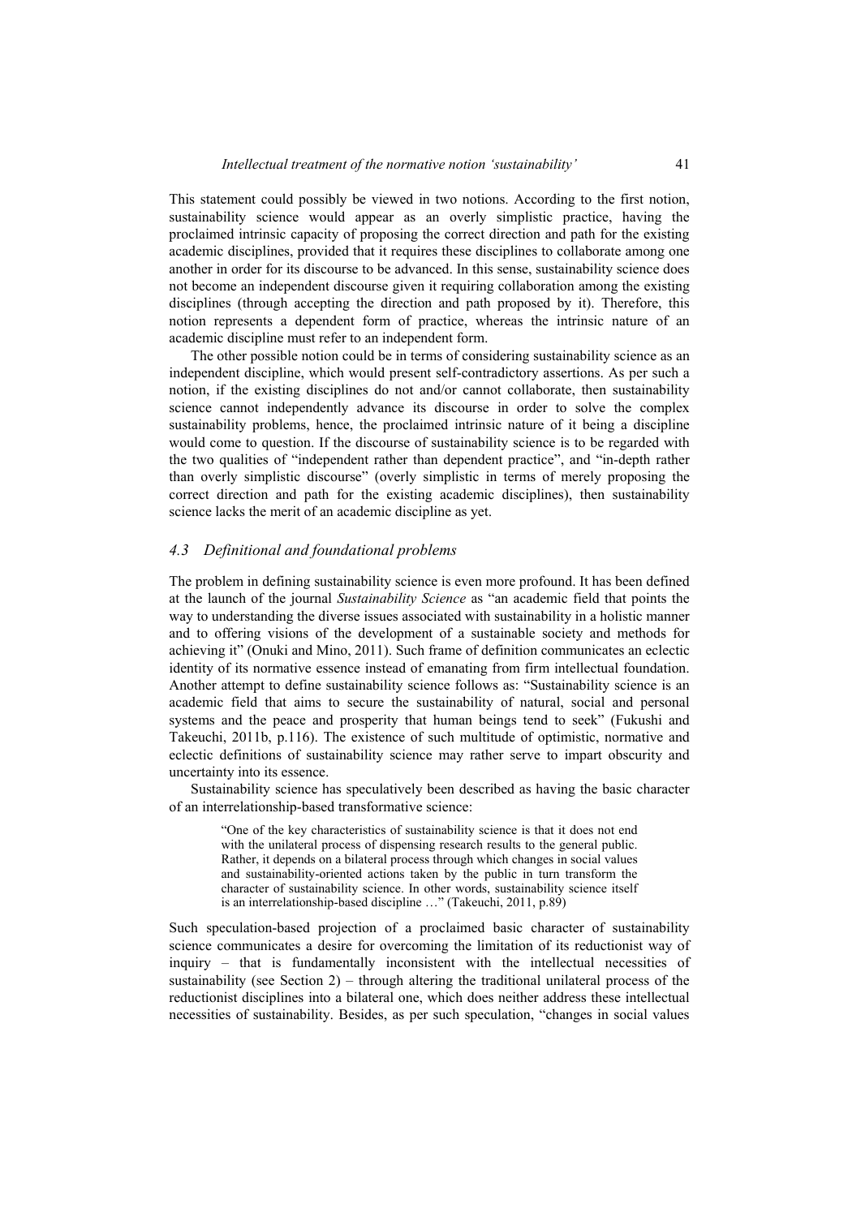This statement could possibly be viewed in two notions. According to the first notion, sustainability science would appear as an overly simplistic practice, having the proclaimed intrinsic capacity of proposing the correct direction and path for the existing academic disciplines, provided that it requires these disciplines to collaborate among one another in order for its discourse to be advanced. In this sense, sustainability science does not become an independent discourse given it requiring collaboration among the existing disciplines (through accepting the direction and path proposed by it). Therefore, this notion represents a dependent form of practice, whereas the intrinsic nature of an academic discipline must refer to an independent form.

The other possible notion could be in terms of considering sustainability science as an independent discipline, which would present self-contradictory assertions. As per such a notion, if the existing disciplines do not and/or cannot collaborate, then sustainability science cannot independently advance its discourse in order to solve the complex sustainability problems, hence, the proclaimed intrinsic nature of it being a discipline would come to question. If the discourse of sustainability science is to be regarded with the two qualities of "independent rather than dependent practice", and "in-depth rather than overly simplistic discourse" (overly simplistic in terms of merely proposing the correct direction and path for the existing academic disciplines), then sustainability science lacks the merit of an academic discipline as yet.

### *4.3 Definitional and foundational problems*

The problem in defining sustainability science is even more profound. It has been defined at the launch of the journal *Sustainability Science* as "an academic field that points the way to understanding the diverse issues associated with sustainability in a holistic manner and to offering visions of the development of a sustainable society and methods for achieving it" (Onuki and Mino, 2011). Such frame of definition communicates an eclectic identity of its normative essence instead of emanating from firm intellectual foundation. Another attempt to define sustainability science follows as: "Sustainability science is an academic field that aims to secure the sustainability of natural, social and personal systems and the peace and prosperity that human beings tend to seek" (Fukushi and Takeuchi, 2011b, p.116). The existence of such multitude of optimistic, normative and eclectic definitions of sustainability science may rather serve to impart obscurity and uncertainty into its essence.

Sustainability science has speculatively been described as having the basic character of an interrelationship-based transformative science:

> "One of the key characteristics of sustainability science is that it does not end with the unilateral process of dispensing research results to the general public. Rather, it depends on a bilateral process through which changes in social values and sustainability-oriented actions taken by the public in turn transform the character of sustainability science. In other words, sustainability science itself is an interrelationship-based discipline …" (Takeuchi, 2011, p.89)

Such speculation-based projection of a proclaimed basic character of sustainability science communicates a desire for overcoming the limitation of its reductionist way of inquiry – that is fundamentally inconsistent with the intellectual necessities of sustainability (see Section 2) – through altering the traditional unilateral process of the reductionist disciplines into a bilateral one, which does neither address these intellectual necessities of sustainability. Besides, as per such speculation, "changes in social values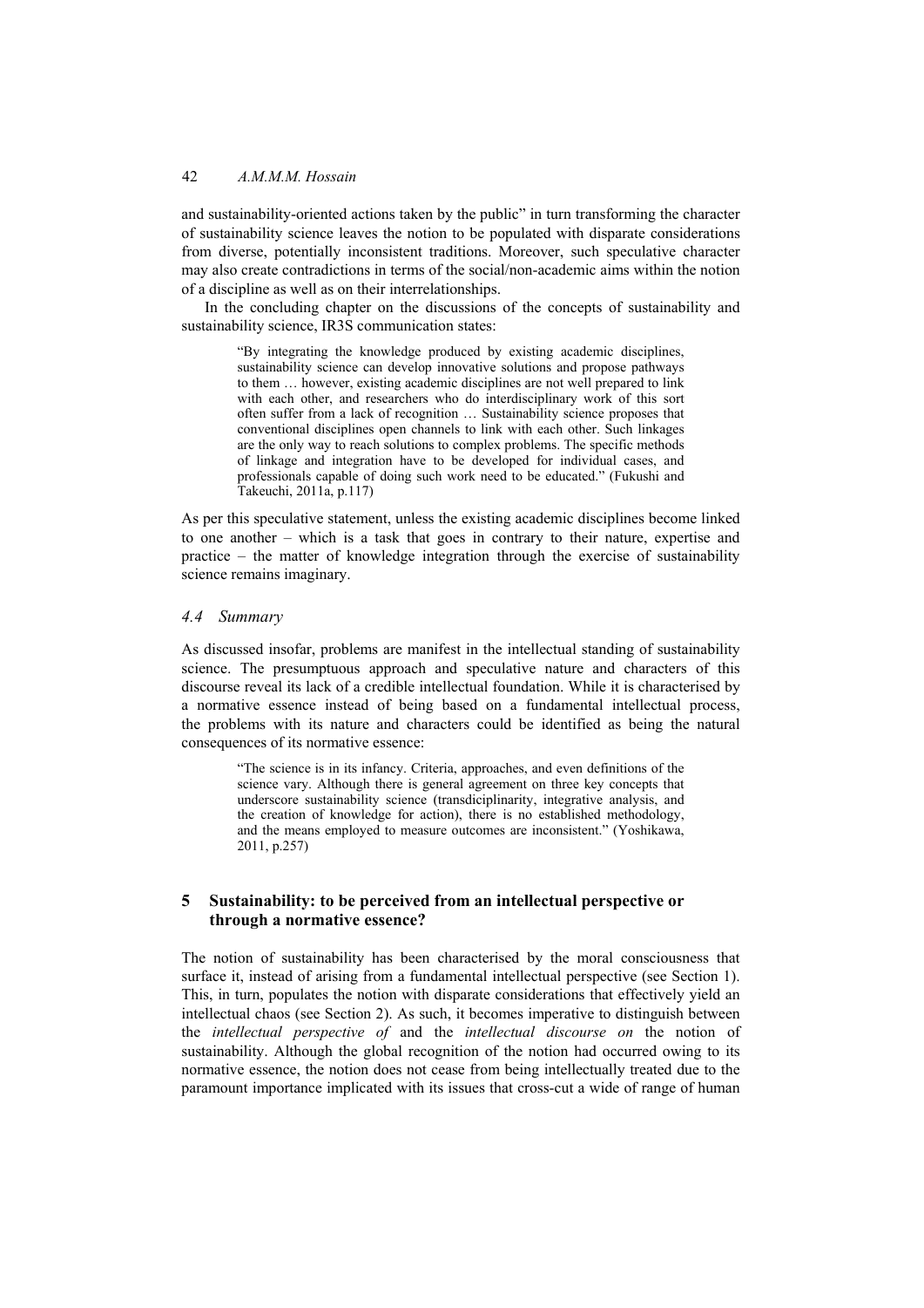and sustainability-oriented actions taken by the public" in turn transforming the character of sustainability science leaves the notion to be populated with disparate considerations from diverse, potentially inconsistent traditions. Moreover, such speculative character may also create contradictions in terms of the social/non-academic aims within the notion of a discipline as well as on their interrelationships.

In the concluding chapter on the discussions of the concepts of sustainability and sustainability science, IR3S communication states:

> "By integrating the knowledge produced by existing academic disciplines, sustainability science can develop innovative solutions and propose pathways to them … however, existing academic disciplines are not well prepared to link with each other, and researchers who do interdisciplinary work of this sort often suffer from a lack of recognition … Sustainability science proposes that conventional disciplines open channels to link with each other. Such linkages are the only way to reach solutions to complex problems. The specific methods of linkage and integration have to be developed for individual cases, and professionals capable of doing such work need to be educated." (Fukushi and Takeuchi, 2011a, p.117)

As per this speculative statement, unless the existing academic disciplines become linked to one another – which is a task that goes in contrary to their nature, expertise and practice – the matter of knowledge integration through the exercise of sustainability science remains imaginary.

### *4.4 Summary*

As discussed insofar, problems are manifest in the intellectual standing of sustainability science. The presumptuous approach and speculative nature and characters of this discourse reveal its lack of a credible intellectual foundation. While it is characterised by a normative essence instead of being based on a fundamental intellectual process, the problems with its nature and characters could be identified as being the natural consequences of its normative essence:

> "The science is in its infancy. Criteria, approaches, and even definitions of the science vary. Although there is general agreement on three key concepts that underscore sustainability science (transdiciplinarity, integrative analysis, and the creation of knowledge for action), there is no established methodology, and the means employed to measure outcomes are inconsistent." (Yoshikawa, 2011, p.257)

## 5 Sustainability: to be perceived from an intellectual perspective or through a normative essence?

The notion of sustainability has been characterised by the moral consciousness that surface it, instead of arising from a fundamental intellectual perspective (see Section 1). This, in turn, populates the notion with disparate considerations that effectively yield an intellectual chaos (see Section 2). As such, it becomes imperative to distinguish between the *intellectual perspective of* and the *intellectual discourse on* the notion of sustainability. Although the global recognition of the notion had occurred owing to its normative essence, the notion does not cease from being intellectually treated due to the paramount importance implicated with its issues that cross-cut a wide of range of human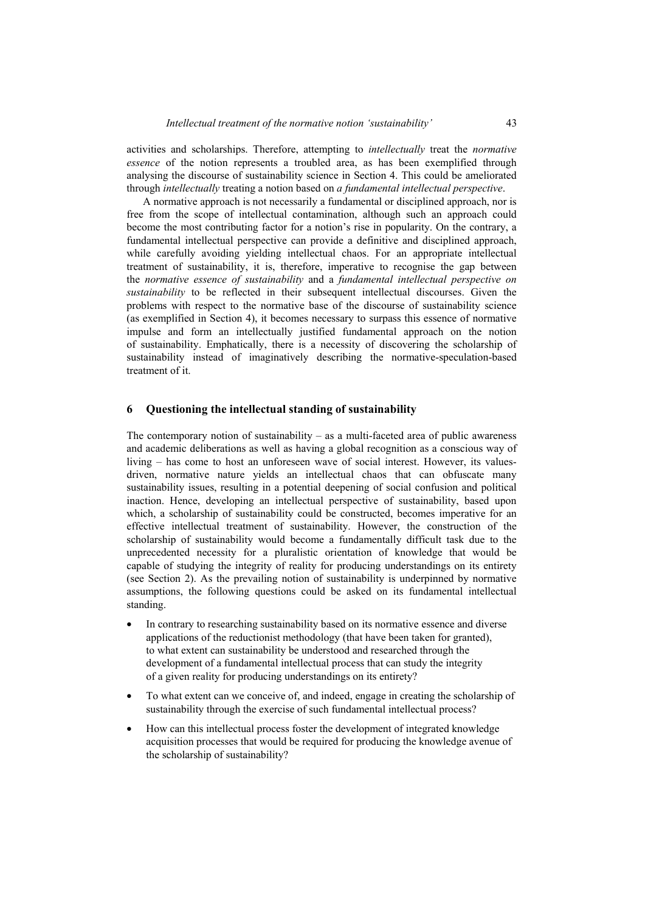activities and scholarships. Therefore, attempting to *intellectually* treat the *normative essence* of the notion represents a troubled area, as has been exemplified through analysing the discourse of sustainability science in Section 4. This could be ameliorated through *intellectually* treating a notion based on *a fundamental intellectual perspective*.

A normative approach is not necessarily a fundamental or disciplined approach, nor is free from the scope of intellectual contamination, although such an approach could become the most contributing factor for a notion's rise in popularity. On the contrary, a fundamental intellectual perspective can provide a definitive and disciplined approach, while carefully avoiding yielding intellectual chaos. For an appropriate intellectual treatment of sustainability, it is, therefore, imperative to recognise the gap between the *normative essence of sustainability* and a *fundamental intellectual perspective on sustainability* to be reflected in their subsequent intellectual discourses. Given the problems with respect to the normative base of the discourse of sustainability science (as exemplified in Section 4), it becomes necessary to surpass this essence of normative impulse and form an intellectually justified fundamental approach on the notion of sustainability. Emphatically, there is a necessity of discovering the scholarship of sustainability instead of imaginatively describing the normative-speculation-based treatment of it.

## 6 Questioning the intellectual standing of sustainability

The contemporary notion of sustainability – as a multi-faceted area of public awareness and academic deliberations as well as having a global recognition as a conscious way of living – has come to host an unforeseen wave of social interest. However, its values-driven, normative nature yields an intellectual chaos that can obfuscate many sustainability issues, resulting in a potential deepening of social confusion and political inaction. Hence, developing an intellectual perspective of sustainability, based upon which, a scholarship of sustainability could be constructed, becomes imperative for an effective intellectual treatment of sustainability. However, the construction of the scholarship of sustainability would become a fundamentally difficult task due to the unprecedented necessity for a pluralistic orientation of knowledge that would be capable of studying the integrity of reality for producing understandings on its entirety (see Section 2). As the prevailing notion of sustainability is underpinned by normative assumptions, the following questions could be asked on its fundamental intellectual standing.

- In contrary to researching sustainability based on its normative essence and diverse applications of the reductionist methodology (that have been taken for granted), to what extent can sustainability be understood and researched through the development of a fundamental intellectual process that can study the integrity of a given reality for producing understandings on its entirety?
- To what extent can we conceive of, and indeed, engage in creating the scholarship of sustainability through the exercise of such fundamental intellectual process?
- How can this intellectual process foster the development of integrated knowledge acquisition processes that would be required for producing the knowledge avenue of the scholarship of sustainability?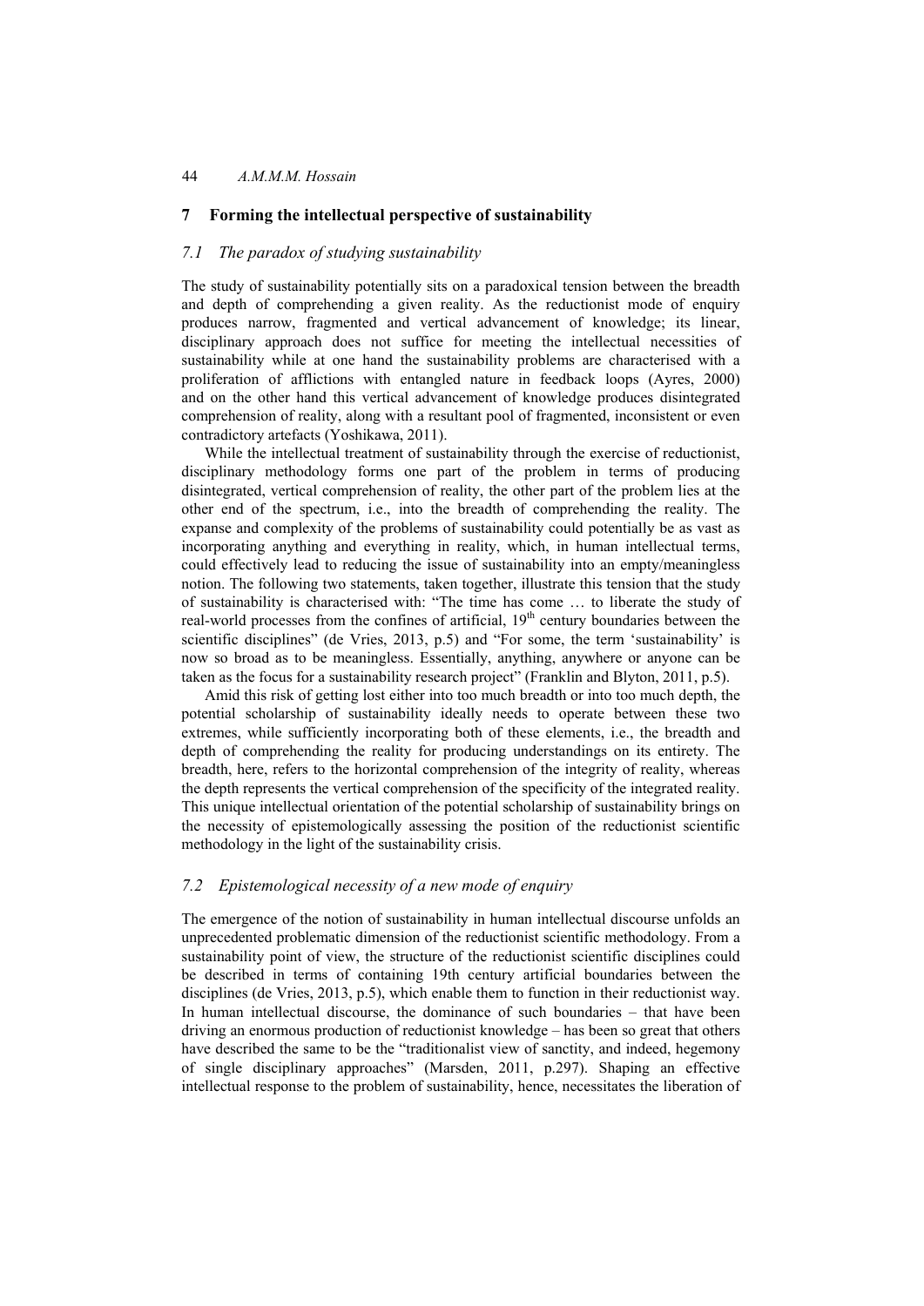## 7 Forming the intellectual perspective of sustainability

### *7.1 The paradox of studying sustainability*

The study of sustainability potentially sits on a paradoxical tension between the breadth and depth of comprehending a given reality. As the reductionist mode of enquiry produces narrow, fragmented and vertical advancement of knowledge; its linear, disciplinary approach does not suffice for meeting the intellectual necessities of sustainability while at one hand the sustainability problems are characterised with a proliferation of afflictions with entangled nature in feedback loops (Ayres, 2000) and on the other hand this vertical advancement of knowledge produces disintegrated comprehension of reality, along with a resultant pool of fragmented, inconsistent or even contradictory artefacts (Yoshikawa, 2011).

While the intellectual treatment of sustainability through the exercise of reductionist, disciplinary methodology forms one part of the problem in terms of producing disintegrated, vertical comprehension of reality, the other part of the problem lies at the other end of the spectrum, i.e., into the breadth of comprehending the reality. The expanse and complexity of the problems of sustainability could potentially be as vast as incorporating anything and everything in reality, which, in human intellectual terms, could effectively lead to reducing the issue of sustainability into an empty/meaningless notion. The following two statements, taken together, illustrate this tension that the study of sustainability is characterised with: "The time has come … to liberate the study of real-world processes from the confines of artificial, 19th century boundaries between the scientific disciplines" (de Vries, 2013, p.5) and "For some, the term 'sustainability' is now so broad as to be meaningless. Essentially, anything, anywhere or anyone can be taken as the focus for a sustainability research project" (Franklin and Blyton, 2011, p.5).

Amid this risk of getting lost either into too much breadth or into too much depth, the potential scholarship of sustainability ideally needs to operate between these two extremes, while sufficiently incorporating both of these elements, i.e., the breadth and depth of comprehending the reality for producing understandings on its entirety. The breadth, here, refers to the horizontal comprehension of the integrity of reality, whereas the depth represents the vertical comprehension of the specificity of the integrated reality. This unique intellectual orientation of the potential scholarship of sustainability brings on the necessity of epistemologically assessing the position of the reductionist scientific methodology in the light of the sustainability crisis.

### *7.2 Epistemological necessity of a new mode of enquiry*

The emergence of the notion of sustainability in human intellectual discourse unfolds an unprecedented problematic dimension of the reductionist scientific methodology. From a sustainability point of view, the structure of the reductionist scientific disciplines could be described in terms of containing 19th century artificial boundaries between the disciplines (de Vries, 2013, p.5), which enable them to function in their reductionist way. In human intellectual discourse, the dominance of such boundaries – that have been driving an enormous production of reductionist knowledge – has been so great that others have described the same to be the "traditionalist view of sanctity, and indeed, hegemony of single disciplinary approaches" (Marsden, 2011, p.297). Shaping an effective intellectual response to the problem of sustainability, hence, necessitates the liberation of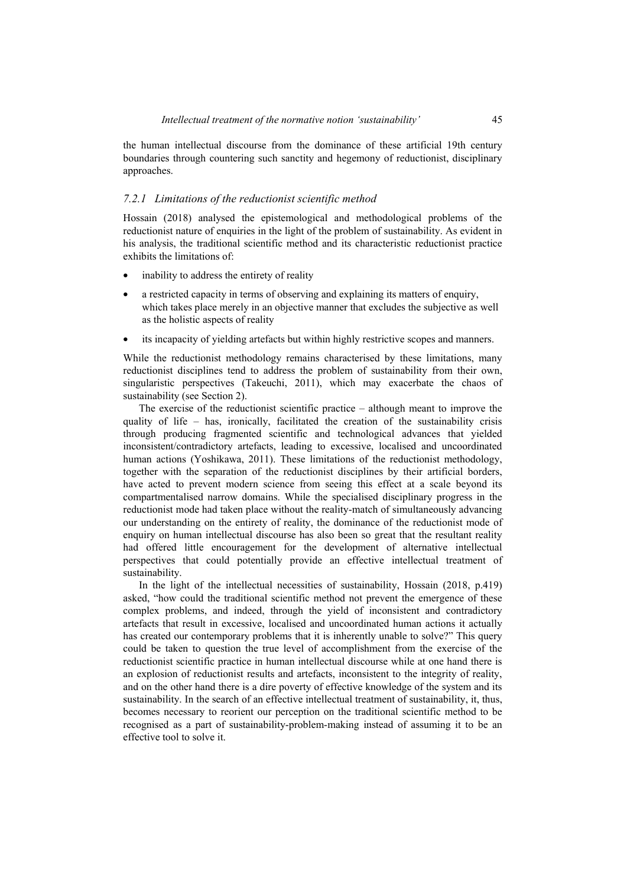the human intellectual discourse from the dominance of these artificial 19th century boundaries through countering such sanctity and hegemony of reductionist, disciplinary approaches.

### *7.2.1 Limitations of the reductionist scientific method*

Hossain (2018) analysed the epistemological and methodological problems of the reductionist nature of enquiries in the light of the problem of sustainability. As evident in his analysis, the traditional scientific method and its characteristic reductionist practice exhibits the limitations of:

- inability to address the entirety of reality
- a restricted capacity in terms of observing and explaining its matters of enquiry, which takes place merely in an objective manner that excludes the subjective as well as the holistic aspects of reality
- its incapacity of yielding artefacts but within highly restrictive scopes and manners.

While the reductionist methodology remains characterised by these limitations, many reductionist disciplines tend to address the problem of sustainability from their own, singularistic perspectives (Takeuchi, 2011), which may exacerbate the chaos of sustainability (see Section 2).

The exercise of the reductionist scientific practice – although meant to improve the quality of life – has, ironically, facilitated the creation of the sustainability crisis through producing fragmented scientific and technological advances that yielded inconsistent/contradictory artefacts, leading to excessive, localised and uncoordinated human actions (Yoshikawa, 2011). These limitations of the reductionist methodology, together with the separation of the reductionist disciplines by their artificial borders, have acted to prevent modern science from seeing this effect at a scale beyond its compartmentalised narrow domains. While the specialised disciplinary progress in the reductionist mode had taken place without the reality-match of simultaneously advancing our understanding on the entirety of reality, the dominance of the reductionist mode of enquiry on human intellectual discourse has also been so great that the resultant reality had offered little encouragement for the development of alternative intellectual perspectives that could potentially provide an effective intellectual treatment of sustainability.

In the light of the intellectual necessities of sustainability, Hossain (2018, p.419) asked, "how could the traditional scientific method not prevent the emergence of these complex problems, and indeed, through the yield of inconsistent and contradictory artefacts that result in excessive, localised and uncoordinated human actions it actually has created our contemporary problems that it is inherently unable to solve?" This query could be taken to question the true level of accomplishment from the exercise of the reductionist scientific practice in human intellectual discourse while at one hand there is an explosion of reductionist results and artefacts, inconsistent to the integrity of reality, and on the other hand there is a dire poverty of effective knowledge of the system and its sustainability. In the search of an effective intellectual treatment of sustainability, it, thus, becomes necessary to reorient our perception on the traditional scientific method to be recognised as a part of sustainability-problem-making instead of assuming it to be an effective tool to solve it.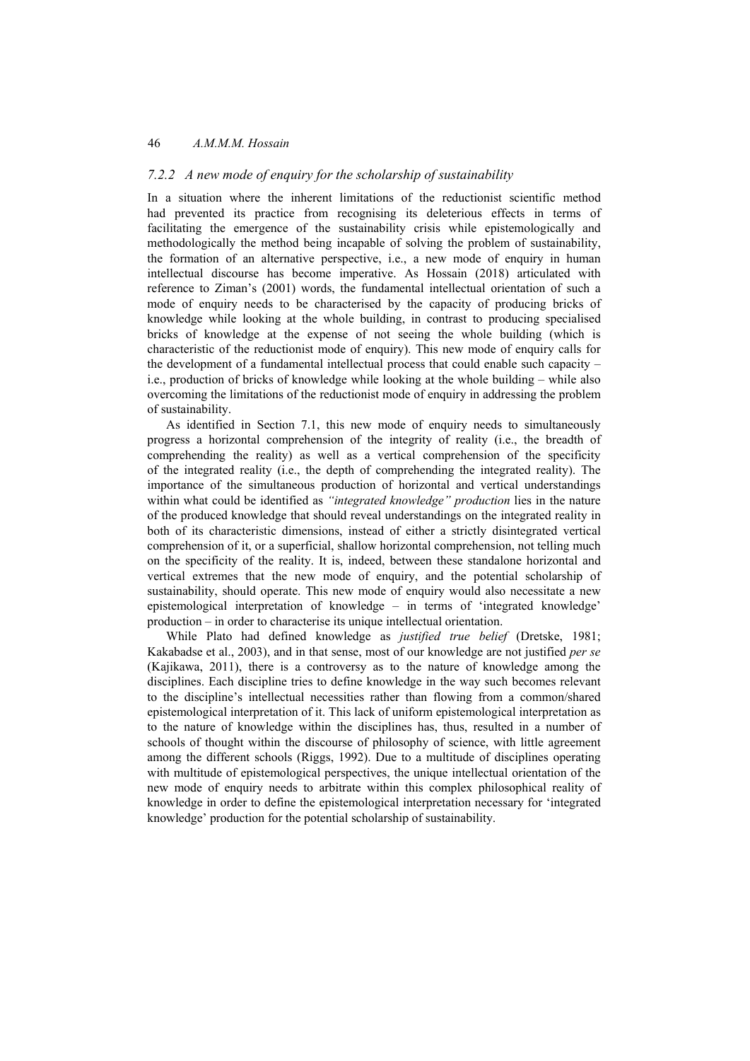### *7.2.2 A new mode of enquiry for the scholarship of sustainability*

In a situation where the inherent limitations of the reductionist scientific method had prevented its practice from recognising its deleterious effects in terms of facilitating the emergence of the sustainability crisis while epistemologically and methodologically the method being incapable of solving the problem of sustainability, the formation of an alternative perspective, i.e., a new mode of enquiry in human intellectual discourse has become imperative. As Hossain (2018) articulated with reference to Ziman's (2001) words, the fundamental intellectual orientation of such a mode of enquiry needs to be characterised by the capacity of producing bricks of knowledge while looking at the whole building, in contrast to producing specialised bricks of knowledge at the expense of not seeing the whole building (which is characteristic of the reductionist mode of enquiry). This new mode of enquiry calls for the development of a fundamental intellectual process that could enable such capacity – i.e., production of bricks of knowledge while looking at the whole building – while also overcoming the limitations of the reductionist mode of enquiry in addressing the problem of sustainability.

As identified in Section 7.1, this new mode of enquiry needs to simultaneously progress a horizontal comprehension of the integrity of reality (i.e., the breadth of comprehending the reality) as well as a vertical comprehension of the specificity of the integrated reality (i.e., the depth of comprehending the integrated reality). The importance of the simultaneous production of horizontal and vertical understandings within what could be identified as *"integrated knowledge" production* lies in the nature of the produced knowledge that should reveal understandings on the integrated reality in both of its characteristic dimensions, instead of either a strictly disintegrated vertical comprehension of it, or a superficial, shallow horizontal comprehension, not telling much on the specificity of the reality. It is, indeed, between these standalone horizontal and vertical extremes that the new mode of enquiry, and the potential scholarship of sustainability, should operate. This new mode of enquiry would also necessitate a new epistemological interpretation of knowledge – in terms of 'integrated knowledge' production – in order to characterise its unique intellectual orientation.

While Plato had defined knowledge as *justified true belief* (Dretske, 1981; Kakabadse et al., 2003), and in that sense, most of our knowledge are not justified *per se* (Kajikawa, 2011), there is a controversy as to the nature of knowledge among the disciplines. Each discipline tries to define knowledge in the way such becomes relevant to the discipline's intellectual necessities rather than flowing from a common/shared epistemological interpretation of it. This lack of uniform epistemological interpretation as to the nature of knowledge within the disciplines has, thus, resulted in a number of schools of thought within the discourse of philosophy of science, with little agreement among the different schools (Riggs, 1992). Due to a multitude of disciplines operating with multitude of epistemological perspectives, the unique intellectual orientation of the new mode of enquiry needs to arbitrate within this complex philosophical reality of knowledge in order to define the epistemological interpretation necessary for 'integrated knowledge' production for the potential scholarship of sustainability.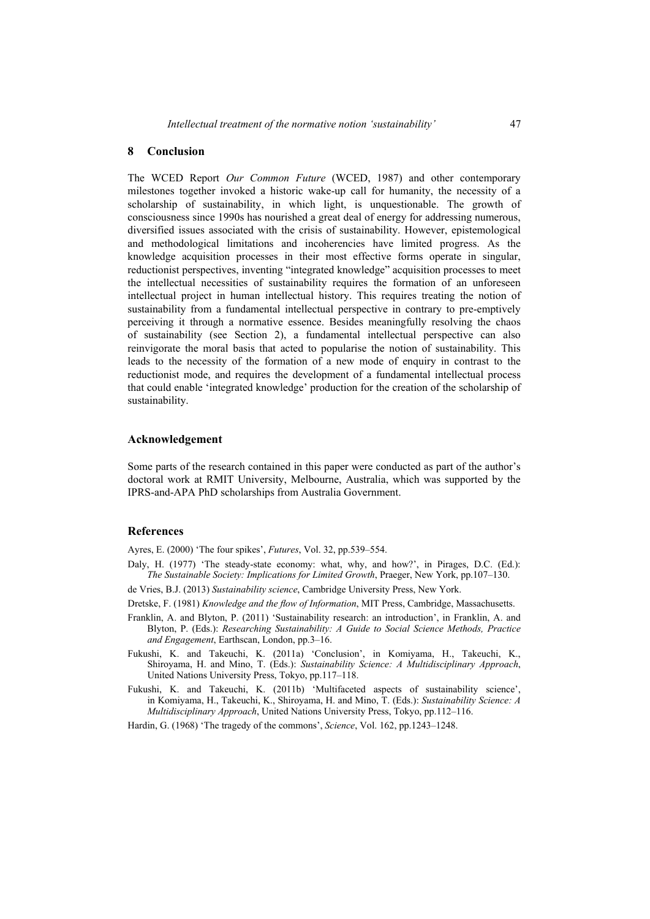## 8 Conclusion

The WCED Report *Our Common Future* (WCED, 1987) and other contemporary milestones together invoked a historic wake-up call for humanity, the necessity of a scholarship of sustainability, in which light, is unquestionable. The growth of consciousness since 1990s has nourished a great deal of energy for addressing numerous, diversified issues associated with the crisis of sustainability. However, epistemological and methodological limitations and incoherencies have limited progress. As the knowledge acquisition processes in their most effective forms operate in singular, reductionist perspectives, inventing "integrated knowledge" acquisition processes to meet the intellectual necessities of sustainability requires the formation of an unforeseen intellectual project in human intellectual history. This requires treating the notion of sustainability from a fundamental intellectual perspective in contrary to pre-emptively perceiving it through a normative essence. Besides meaningfully resolving the chaos of sustainability (see Section 2), a fundamental intellectual perspective can also reinvigorate the moral basis that acted to popularise the notion of sustainability. This leads to the necessity of the formation of a new mode of enquiry in contrast to the reductionist mode, and requires the development of a fundamental intellectual process that could enable 'integrated knowledge' production for the creation of the scholarship of sustainability.

## Acknowledgement

Some parts of the research contained in this paper were conducted as part of the author's doctoral work at RMIT University, Melbourne, Australia, which was supported by the IPRS-and-APA PhD scholarships from Australia Government.

## References

Ayres, E. (2000) 'The four spikes', *Futures*, Vol. 32, pp.539–554.

Daly, H. (1977) 'The steady-state economy: what, why, and how?', in Pirages, D.C. (Ed.): *The Sustainable Society: Implications for Limited Growth*, Praeger, New York, pp.107–130.

de Vries, B.J. (2013) *Sustainability science*, Cambridge University Press, New York.

Dretske, F. (1981) *Knowledge and the flow of Information*, MIT Press, Cambridge, Massachusetts.

Franklin, A. and Blyton, P. (2011) 'Sustainability research: an introduction', in Franklin, A. and Blyton, P. (Eds.): *Researching Sustainability: A Guide to Social Science Methods, Practice and Engagement*, Earthscan, London, pp.3–16.

Fukushi, K. and Takeuchi, K. (2011a) 'Conclusion', in Komiyama, H., Takeuchi, K., Shiroyama, H. and Mino, T. (Eds.): *Sustainability Science: A Multidisciplinary Approach*, United Nations University Press, Tokyo, pp.117–118.

Fukushi, K. and Takeuchi, K. (2011b) 'Multifaceted aspects of sustainability science', in Komiyama, H., Takeuchi, K., Shiroyama, H. and Mino, T. (Eds.): *Sustainability Science: A Multidisciplinary Approach*, United Nations University Press, Tokyo, pp.112–116.

Hardin, G. (1968) 'The tragedy of the commons', *Science*, Vol. 162, pp.1243–1248.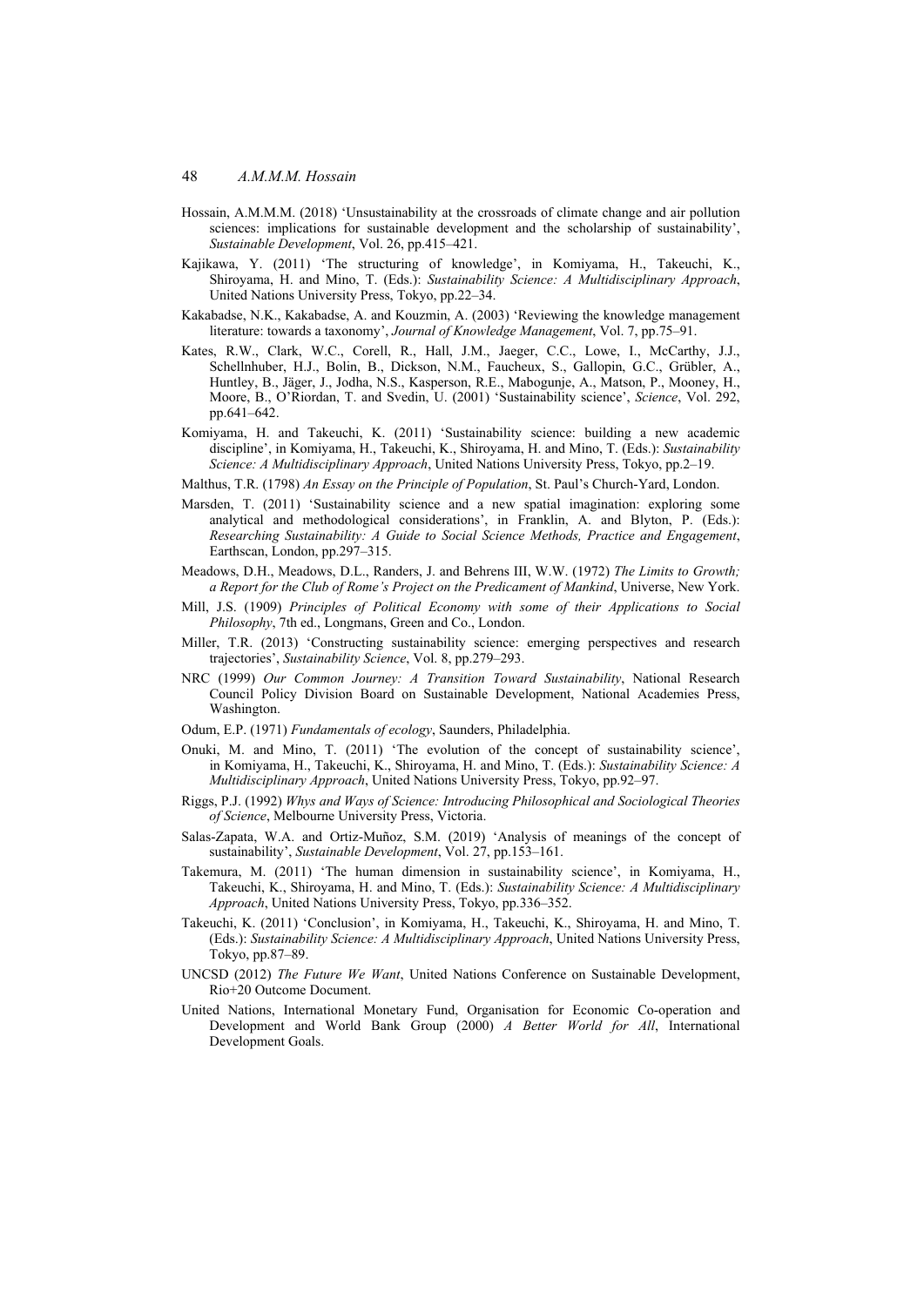Hossain, A.M.M.M. (2018) 'Unsustainability at the crossroads of climate change and air pollution sciences: implications for sustainable development and the scholarship of sustainability', *Sustainable Development*, Vol. 26, pp.415–421.

Kajikawa, Y. (2011) 'The structuring of knowledge', in Komiyama, H., Takeuchi, K., Shiroyama, H. and Mino, T. (Eds.): *Sustainability Science: A Multidisciplinary Approach*, United Nations University Press, Tokyo, pp.22–34.

Kakabadse, N.K., Kakabadse, A. and Kouzmin, A. (2003) 'Reviewing the knowledge management literature: towards a taxonomy', *Journal of Knowledge Management*, Vol. 7, pp.75–91.

Kates, R.W., Clark, W.C., Corell, R., Hall, J.M., Jaeger, C.C., Lowe, I., McCarthy, J.J., Schellnhuber, H.J., Bolin, B., Dickson, N.M., Faucheux, S., Gallopin, G.C., Grübler, A., Huntley, B., Jäger, J., Jodha, N.S., Kasperson, R.E., Mabogunje, A., Matson, P., Mooney, H., Moore, B., O'Riordan, T. and Svedin, U. (2001) 'Sustainability science', *Science*, Vol. 292, pp.641–642.

Komiyama, H. and Takeuchi, K. (2011) 'Sustainability science: building a new academic discipline', in Komiyama, H., Takeuchi, K., Shiroyama, H. and Mino, T. (Eds.): *Sustainability Science: A Multidisciplinary Approach*, United Nations University Press, Tokyo, pp.2–19.

Malthus, T.R. (1798) *An Essay on the Principle of Population*, St. Paul's Church-Yard, London.

Marsden, T. (2011) 'Sustainability science and a new spatial imagination: exploring some analytical and methodological considerations', in Franklin, A. and Blyton, P. (Eds.): *Researching Sustainability: A Guide to Social Science Methods, Practice and Engagement*, Earthscan, London, pp.297–315.

Meadows, D.H., Meadows, D.L., Randers, J. and Behrens III, W.W. (1972) *The Limits to Growth; a Report for the Club of Rome's Project on the Predicament of Mankind*, Universe, New York.

Mill, J.S. (1909) *Principles of Political Economy with some of their Applications to Social Philosophy*, 7th ed., Longmans, Green and Co., London.

Miller, T.R. (2013) 'Constructing sustainability science: emerging perspectives and research trajectories', *Sustainability Science*, Vol. 8, pp.279–293.

NRC (1999) *Our Common Journey: A Transition Toward Sustainability*, National Research Council Policy Division Board on Sustainable Development, National Academies Press, Washington.

Odum, E.P. (1971) *Fundamentals of ecology*, Saunders, Philadelphia.

Onuki, M. and Mino, T. (2011) 'The evolution of the concept of sustainability science', in Komiyama, H., Takeuchi, K., Shiroyama, H. and Mino, T. (Eds.): *Sustainability Science: A Multidisciplinary Approach*, United Nations University Press, Tokyo, pp.92–97.

Riggs, P.J. (1992) *Whys and Ways of Science: Introducing Philosophical and Sociological Theories of Science*, Melbourne University Press, Victoria.

Salas-Zapata, W.A. and Ortiz-Muñoz, S.M. (2019) 'Analysis of meanings of the concept of sustainability', *Sustainable Development*, Vol. 27, pp.153–161.

Takemura, M. (2011) 'The human dimension in sustainability science', in Komiyama, H., Takeuchi, K., Shiroyama, H. and Mino, T. (Eds.): *Sustainability Science: A Multidisciplinary Approach*, United Nations University Press, Tokyo, pp.336–352.

Takeuchi, K. (2011) 'Conclusion', in Komiyama, H., Takeuchi, K., Shiroyama, H. and Mino, T. (Eds.): *Sustainability Science: A Multidisciplinary Approach*, United Nations University Press, Tokyo, pp.87–89.

UNCSD (2012) *The Future We Want*, United Nations Conference on Sustainable Development, Rio+20 Outcome Document.

United Nations, International Monetary Fund, Organisation for Economic Co-operation and Development and World Bank Group (2000) *A Better World for All*, International Development Goals.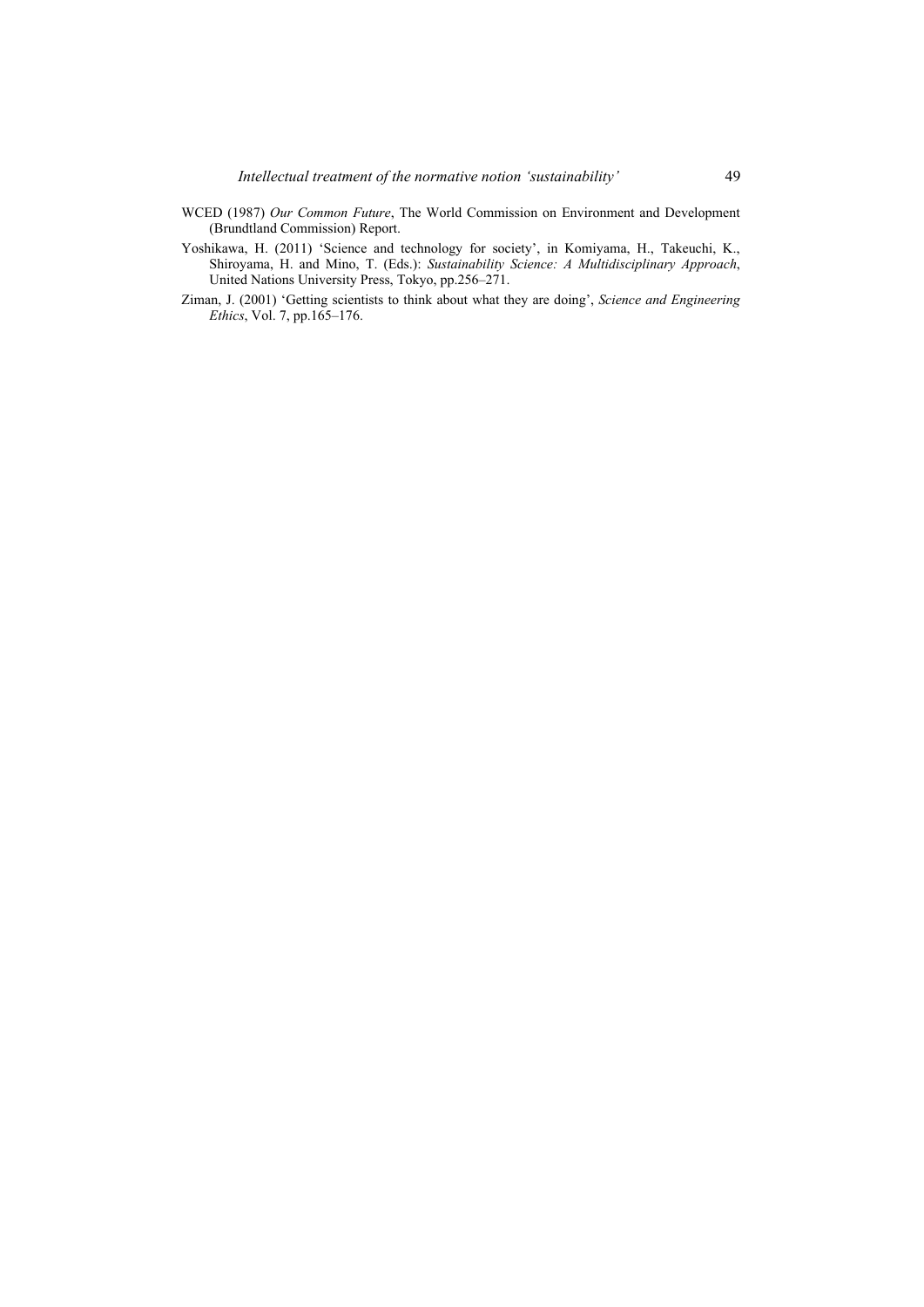WCED (1987) *Our Common Future*, The World Commission on Environment and Development (Brundtland Commission) Report.

Yoshikawa, H. (2011) 'Science and technology for society', in Komiyama, H., Takeuchi, K., Shiroyama, H. and Mino, T. (Eds.): *Sustainability Science: A Multidisciplinary Approach*, United Nations University Press, Tokyo, pp.256–271.

Ziman, J. (2001) 'Getting scientists to think about what they are doing', *Science and Engineering Ethics*, Vol. 7, pp.165–176.